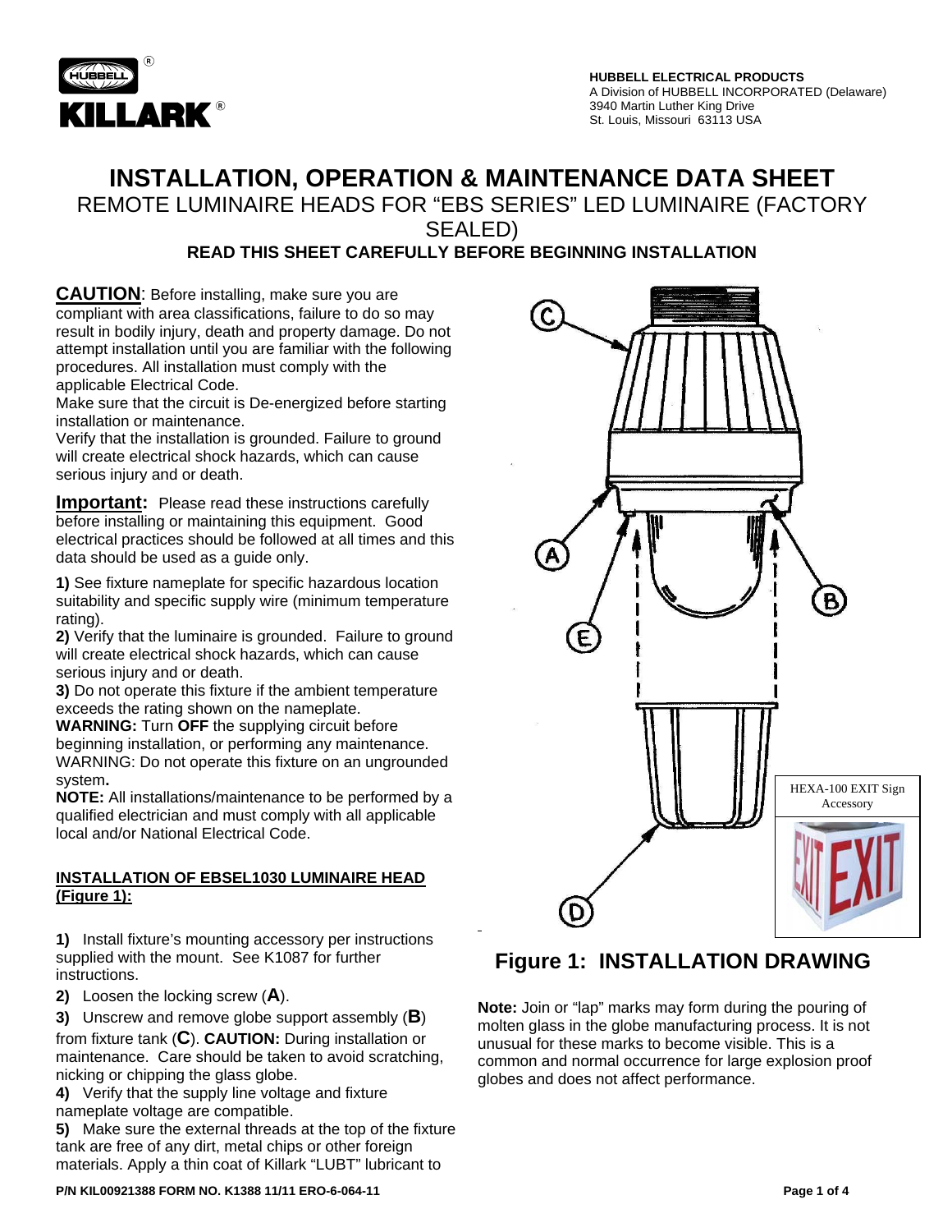**HUBBELL ELECTRICAL PRODUCTS**
A Division of HUBBELL INCORPORATED (Delaware)
3940 Martin Luther King Drive
St. Louis, Missouri 63113 USA

# INSTALLATION, OPERATION & MAINTENANCE DATA SHEET

## REMOTE LUMINAIRE HEADS FOR "EBS SERIES" LED LUMINAIRE (FACTORY SEALED)

**READ THIS SHEET CAREFULLY BEFORE BEGINNING INSTALLATION**

**CAUTION**: Before installing, make sure you are compliant with area classifications, failure to do so may result in bodily injury, death and property damage. Do not attempt installation until you are familiar with the following procedures. All installation must comply with the applicable Electrical Code.
Make sure that the circuit is De-energized before starting installation or maintenance.
Verify that the installation is grounded. Failure to ground will create electrical shock hazards, which can cause serious injury and or death.

**Important:** Please read these instructions carefully before installing or maintaining this equipment. Good electrical practices should be followed at all times and this data should be used as a guide only.

**1)** See fixture nameplate for specific hazardous location suitability and specific supply wire (minimum temperature rating).
**2)** Verify that the luminaire is grounded. Failure to ground will create electrical shock hazards, which can cause serious injury and or death.
**3)** Do not operate this fixture if the ambient temperature exceeds the rating shown on the nameplate.
**WARNING:** Turn **OFF** the supplying circuit before beginning installation, or performing any maintenance.
WARNING: Do not operate this fixture on an ungrounded system**.**
**NOTE:** All installations/maintenance to be performed by a qualified electrician and must comply with all applicable local and/or National Electrical Code.

**INSTALLATION OF EBSEL1030 LUMINAIRE HEAD (Figure 1):**

**1)** Install fixture's mounting accessory per instructions supplied with the mount. See K1087 for further instructions.

**2)** Loosen the locking screw (**A**).

**3)** Unscrew and remove globe support assembly (**B**) from fixture tank (**C**). **CAUTION:** During installation or maintenance. Care should be taken to avoid scratching, nicking or chipping the glass globe.

**4)** Verify that the supply line voltage and fixture nameplate voltage are compatible.

**5)** Make sure the external threads at the top of the fixture tank are free of any dirt, metal chips or other foreign materials. Apply a thin coat of Killark "LUBT" lubricant to

HEXA-100 EXIT Sign Accessory

## Figure 1: INSTALLATION DRAWING

**Note:** Join or "lap" marks may form during the pouring of molten glass in the globe manufacturing process. It is not unusual for these marks to become visible. This is a common and normal occurrence for large explosion proof globes and does not affect performance.

**P/N KIL00921388 FORM NO. K1388 11/11 ERO-6-064-11**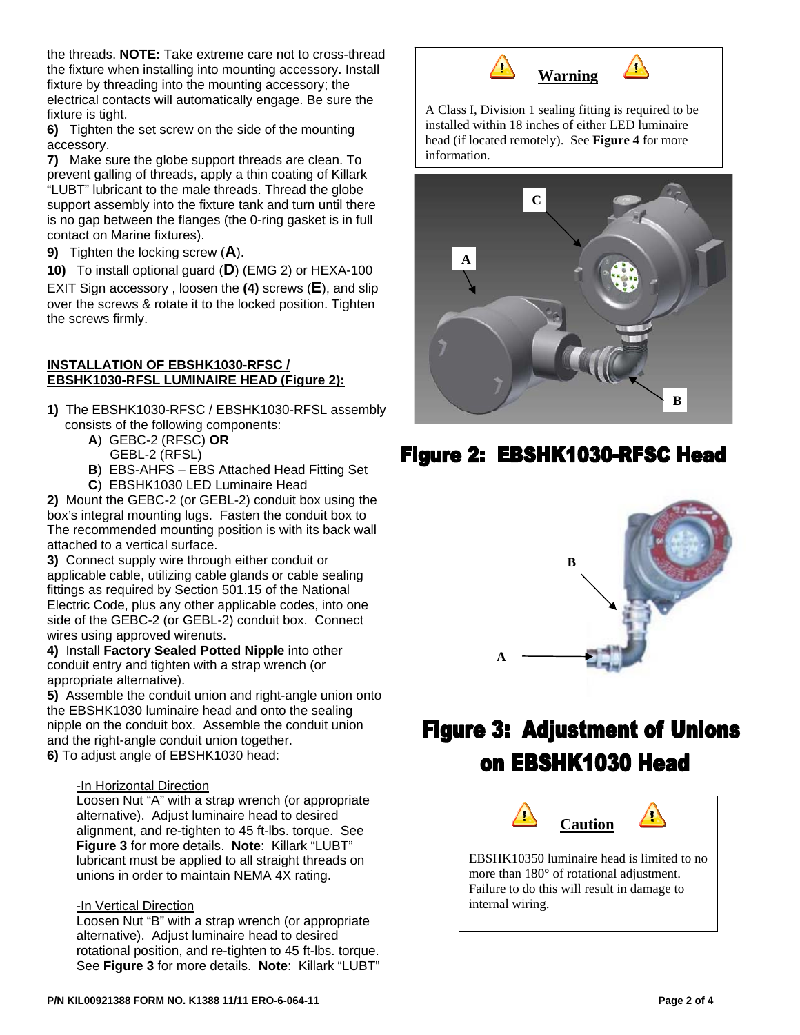the threads. **NOTE:** Take extreme care not to cross-thread the fixture when installing into mounting accessory. Install fixture by threading into the mounting accessory; the electrical contacts will automatically engage. Be sure the fixture is tight.

**6)** Tighten the set screw on the side of the mounting accessory.

**7)** Make sure the globe support threads are clean. To prevent galling of threads, apply a thin coating of Killark "LUBT" lubricant to the male threads. Thread the globe support assembly into the fixture tank and turn until there is no gap between the flanges (the 0-ring gasket is in full contact on Marine fixtures).

**9)** Tighten the locking screw (**A**).

**10)** To install optional guard (**D**) (EMG 2) or HEXA-100 EXIT Sign accessory , loosen the **(4)** screws (**E**), and slip over the screws & rotate it to the locked position. Tighten the screws firmly.

**INSTALLATION OF EBSHK1030-RFSC / EBSHK1030-RFSL LUMINAIRE HEAD (Figure 2):**

**1)** The EBSHK1030-RFSC / EBSHK1030-RFSL assembly consists of the following components:

- **A**) GEBC-2 (RFSC) **OR** GEBL-2 (RFSL)
- **B**) EBS-AHFS – EBS Attached Head Fitting Set
- **C**) EBSHK1030 LED Luminaire Head

**2)** Mount the GEBC-2 (or GEBL-2) conduit box using the box's integral mounting lugs. Fasten the conduit box to The recommended mounting position is with its back wall attached to a vertical surface.

**3)** Connect supply wire through either conduit or applicable cable, utilizing cable glands or cable sealing fittings as required by Section 501.15 of the National Electric Code, plus any other applicable codes, into one side of the GEBC-2 (or GEBL-2) conduit box. Connect wires using approved wirenuts.

**4)** Install **Factory Sealed Potted Nipple** into other conduit entry and tighten with a strap wrench (or appropriate alternative).

**5)** Assemble the conduit union and right-angle union onto the EBSHK1030 luminaire head and onto the sealing nipple on the conduit box. Assemble the conduit union and the right-angle conduit union together.

**6)** To adjust angle of EBSHK1030 head:

-In Horizontal Direction

Loosen Nut "A" with a strap wrench (or appropriate alternative). Adjust luminaire head to desired alignment, and re-tighten to 45 ft-lbs. torque. See **Figure 3** for more details. **Note**: Killark "LUBT" lubricant must be applied to all straight threads on unions in order to maintain NEMA 4X rating.

-In Vertical Direction

Loosen Nut "B" with a strap wrench (or appropriate alternative). Adjust luminaire head to desired rotational position, and re-tighten to 45 ft-lbs. torque. See **Figure 3** for more details. **Note**: Killark "LUBT"

> **Warning**
>
> A Class I, Division 1 sealing fitting is required to be installed within 18 inches of either LED luminaire head (if located remotely). See **Figure 4** for more information.

**Figure 2: EBSHK1030-RFSC Head**

**Figure 3: Adjustment of Unions on EBSHK1030 Head**

> **Caution**
>
> EBSHK10350 luminaire head is limited to no more than 180° of rotational adjustment. Failure to do this will result in damage to internal wiring.

P/N KIL00921388 FORM NO. K1388 11/11 ERO-6-064-11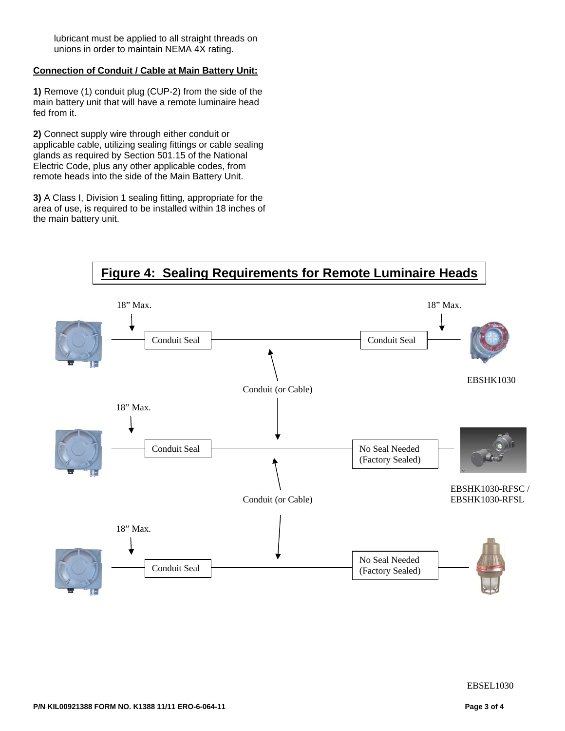lubricant must be applied to all straight threads on unions in order to maintain NEMA 4X rating.

**Connection of Conduit / Cable at Main Battery Unit:**

**1)** Remove (1) conduit plug (CUP-2) from the side of the main battery unit that will have a remote luminaire head fed from it.

**2)** Connect supply wire through either conduit or applicable cable, utilizing sealing fittings or cable sealing glands as required by Section 501.15 of the National Electric Code, plus any other applicable codes, from remote heads into the side of the Main Battery Unit.

**3)** A Class I, Division 1 sealing fitting, appropriate for the area of use, is required to be installed within 18 inches of the main battery unit.

## Figure 4: Sealing Requirements for Remote Luminaire Heads

18" Max.

Conduit Seal

Conduit (or Cable)

Conduit Seal

18" Max.

EBSHK1030

18" Max.

Conduit Seal

No Seal Needed (Factory Sealed)

EBSHK1030-RFSC / EBSHK1030-RFSL

Conduit (or Cable)

18" Max.

Conduit Seal

No Seal Needed (Factory Sealed)

EBSEL1030

P/N KIL00921388 FORM NO. K1388 11/11 ERO-6-064-11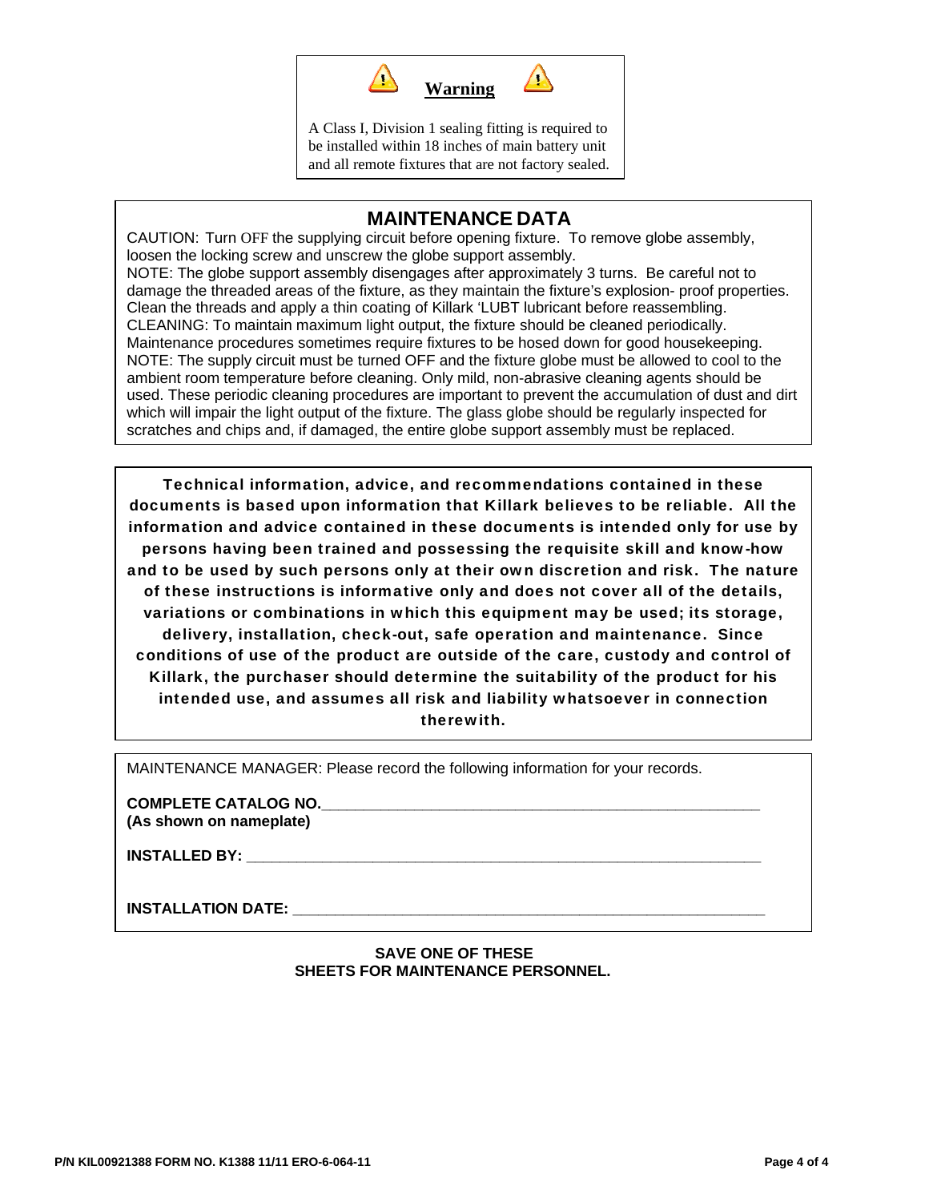**Warning**

A Class I, Division 1 sealing fitting is required to be installed within 18 inches of main battery unit and all remote fixtures that are not factory sealed.

## MAINTENANCE DATA

CAUTION: Turn OFF the supplying circuit before opening fixture. To remove globe assembly, loosen the locking screw and unscrew the globe support assembly.

NOTE: The globe support assembly disengages after approximately 3 turns. Be careful not to damage the threaded areas of the fixture, as they maintain the fixture's explosion- proof properties. Clean the threads and apply a thin coating of Killark 'LUBT lubricant before reassembling.

CLEANING: To maintain maximum light output, the fixture should be cleaned periodically. Maintenance procedures sometimes require fixtures to be hosed down for good housekeeping.

NOTE: The supply circuit must be turned OFF and the fixture globe must be allowed to cool to the ambient room temperature before cleaning. Only mild, non-abrasive cleaning agents should be used. These periodic cleaning procedures are important to prevent the accumulation of dust and dirt which will impair the light output of the fixture. The glass globe should be regularly inspected for scratches and chips and, if damaged, the entire globe support assembly must be replaced.

**Technical information, advice, and recommendations contained in these documents is based upon information that Killark believes to be reliable. All the information and advice contained in these documents is intended only for use by persons having been trained and possessing the requisite skill and know-how and to be used by such persons only at their own discretion and risk. The nature of these instructions is informative only and does not cover all of the details, variations or combinations in which this equipment may be used; its storage, delivery, installation, check-out, safe operation and maintenance. Since conditions of use of the product are outside of the care, custody and control of Killark, the purchaser should determine the suitability of the product for his intended use, and assumes all risk and liability whatsoever in connection therewith.**

MAINTENANCE MANAGER: Please record the following information for your records.

**COMPLETE CATALOG NO.**_______________________________________________
**(As shown on nameplate)**

**INSTALLED BY:** _______________________________________________

**INSTALLATION DATE:** _______________________________________________

**SAVE ONE OF THESE SHEETS FOR MAINTENANCE PERSONNEL.**

**P/N KIL00921388 FORM NO. K1388 11/11 ERO-6-064-11**